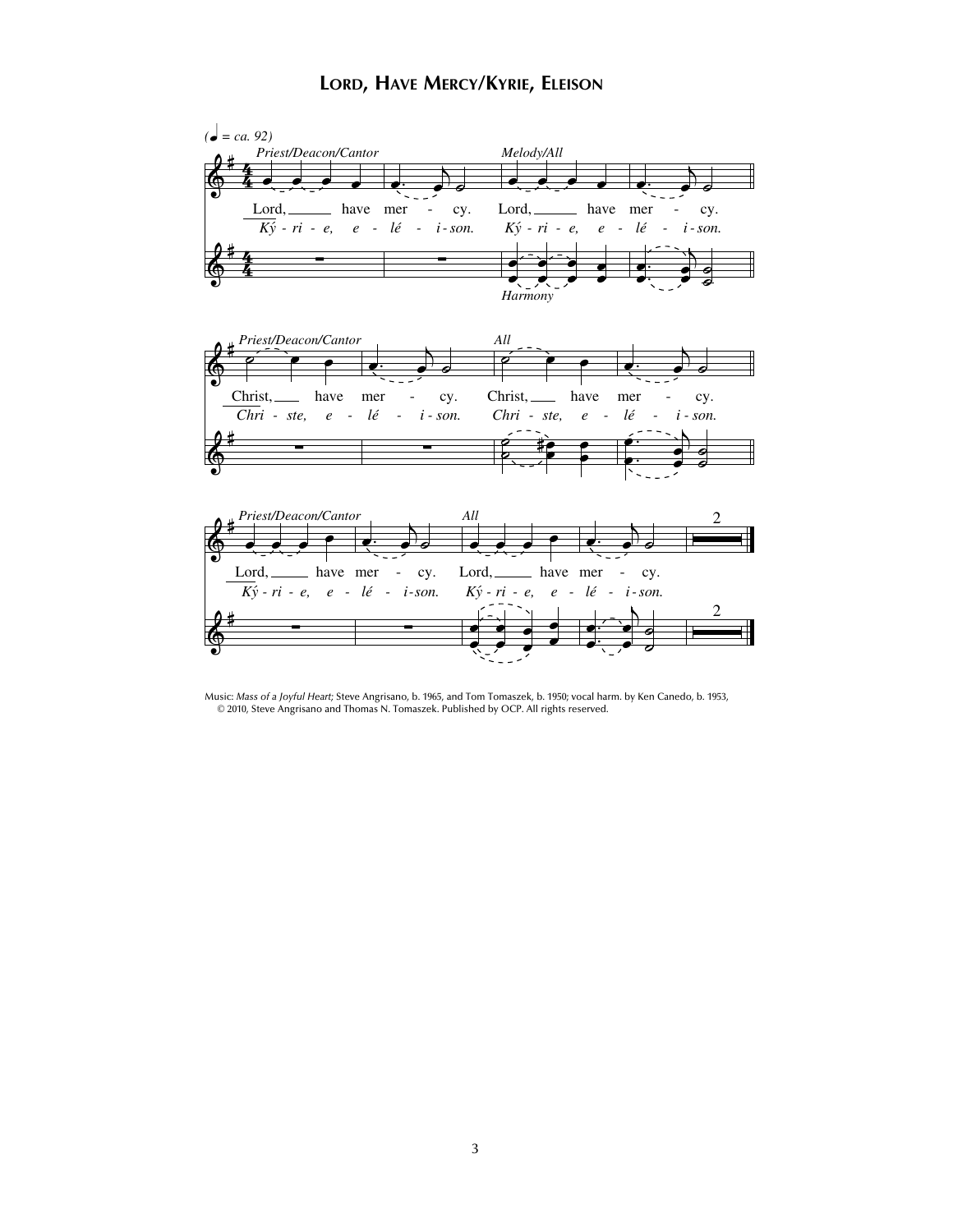# Lord, Have Mercy/Kyrie, Eleison

Music: *Mass of a Joyful Heart;* Steve Angrisano, b. 1965, and Tom Tomaszek, b. 1950; vocal harm. by Ken Canedo, b. 1953, © 2010, Steve Angrisano and Thomas N. Tomaszek. Published by OCP. All rights reserved.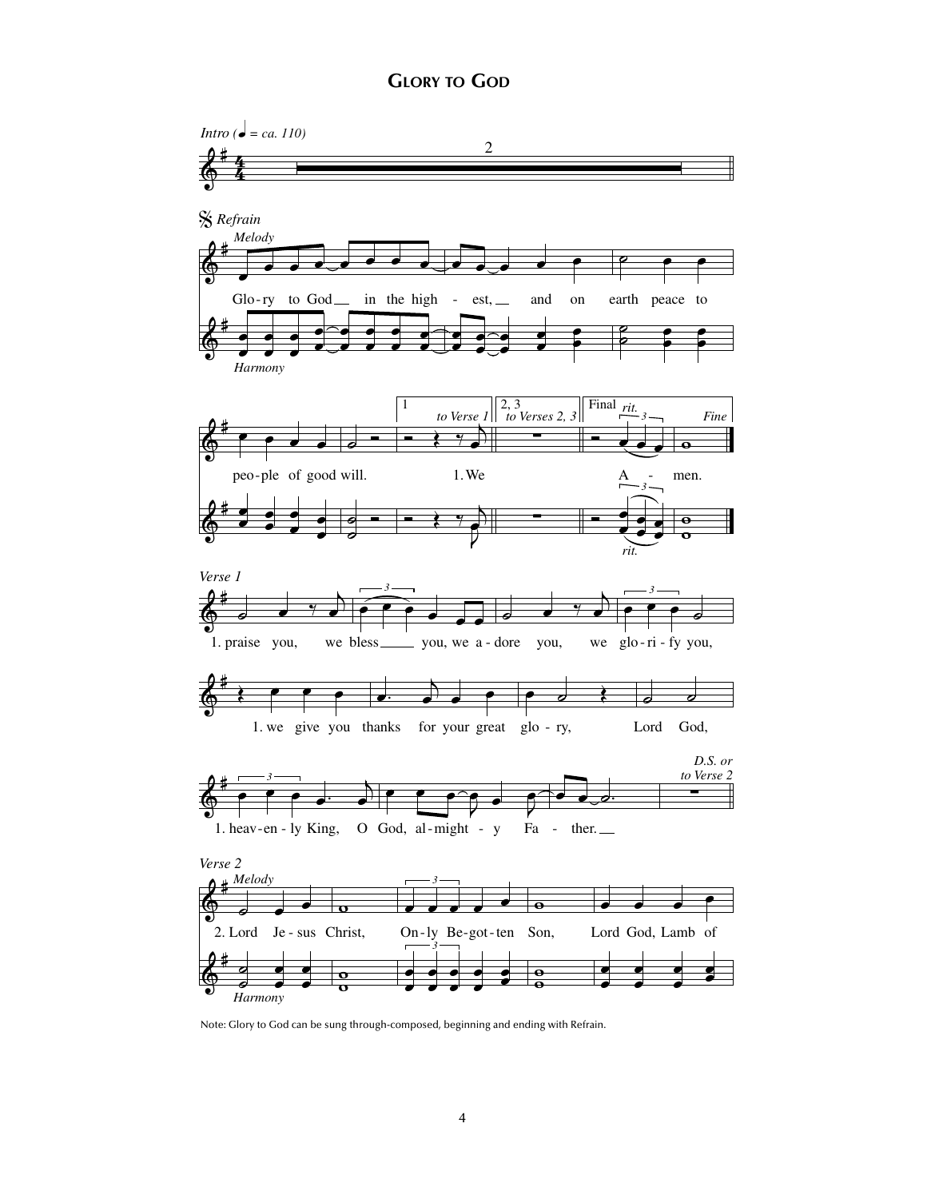# Glory to God

Note: Glory to God can be sung through-composed, beginning and ending with Refrain.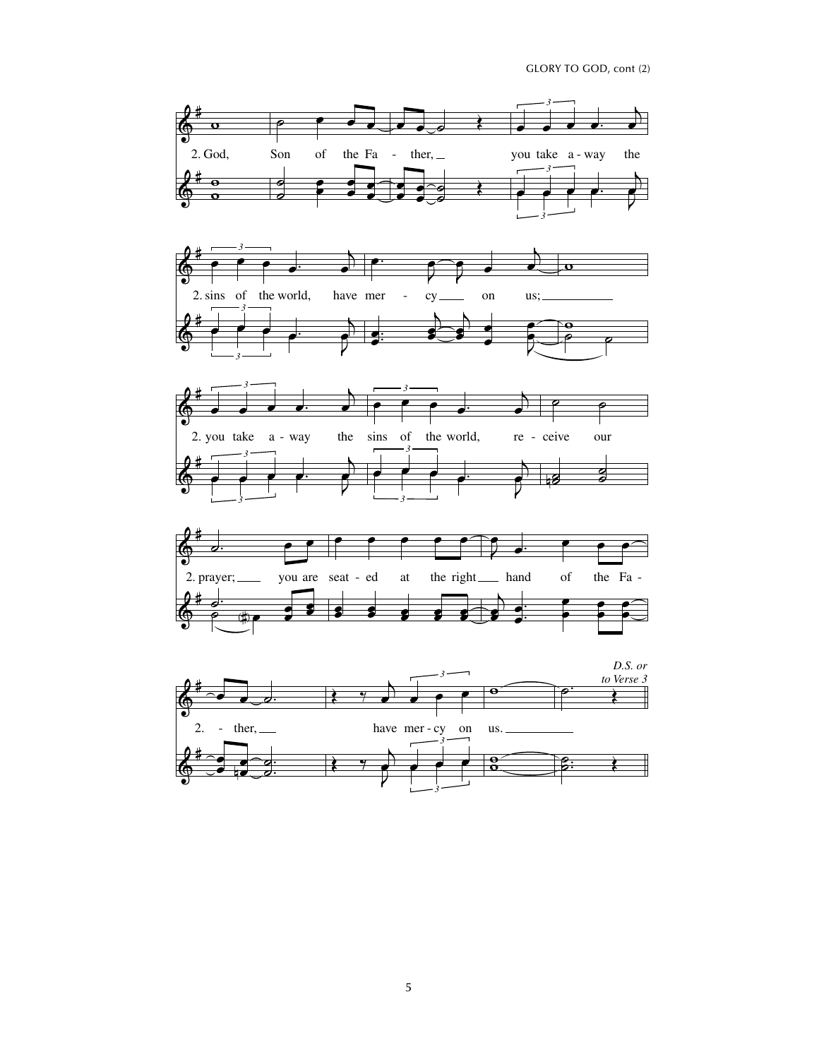2. God, Son of the Fa - ther, you take a - way the

2. sins of the world, have mer - cy on us;

2. you take a - way the sins of the world, re - ceive our

2. prayer; you are seat - ed at the right hand of the Fa -

2. - ther, have mer - cy on us.

*D.S. or to Verse 3*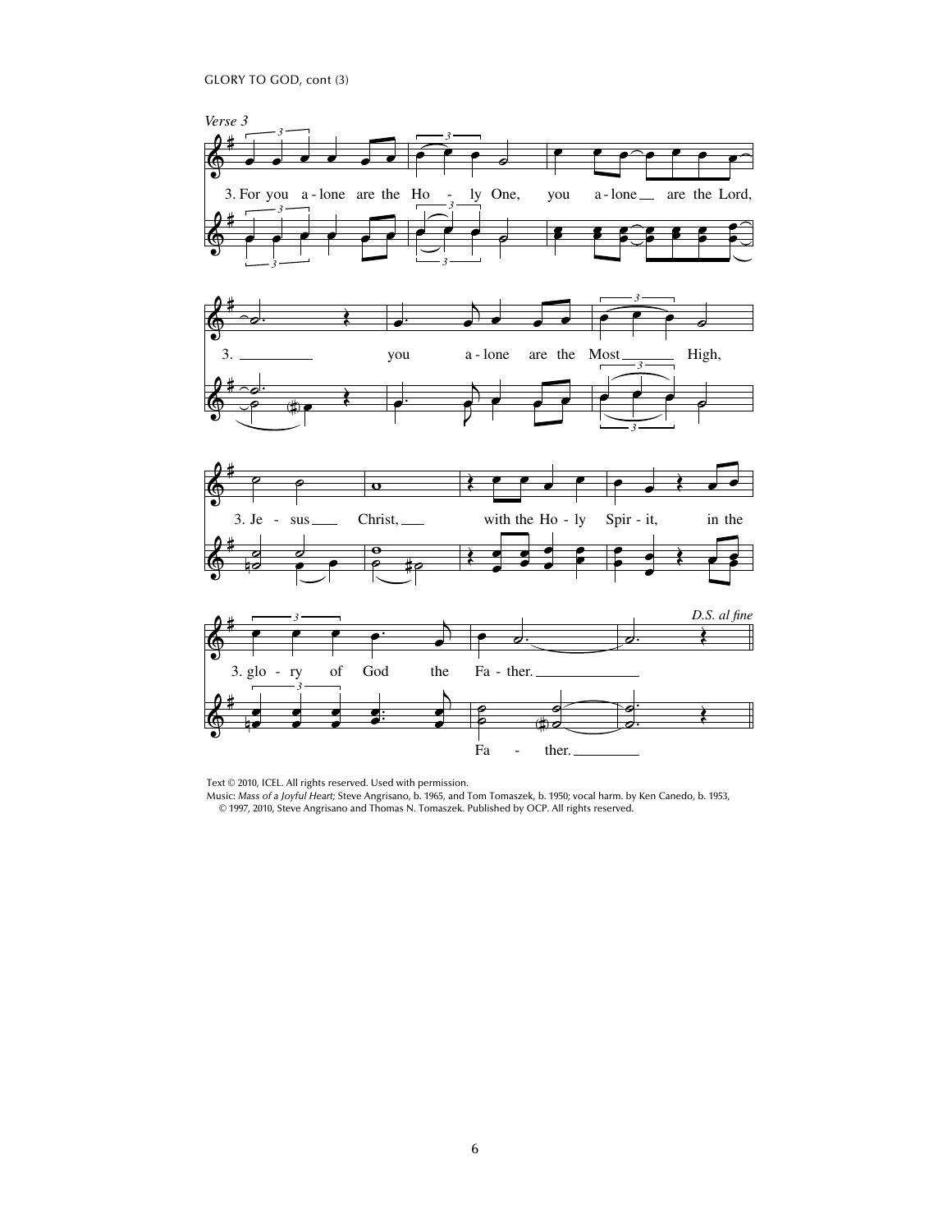GLORY TO GOD, cont (3)

*Verse 3*

3. For you a-lone are the Ho - ly One, you a-lone are the Lord, you a-lone are the Most High, Je - sus Christ, with the Ho - ly Spir - it, in the glo - ry of God the Fa - ther.

*D.S. al fine*

Text © 2010, ICEL. All rights reserved. Used with permission.
Music: *Mass of a Joyful Heart;* Steve Angrisano, b. 1965, and Tom Tomaszek, b. 1950; vocal harm. by Ken Canedo, b. 1953, © 1997, 2010, Steve Angrisano and Thomas N. Tomaszek. Published by OCP. All rights reserved.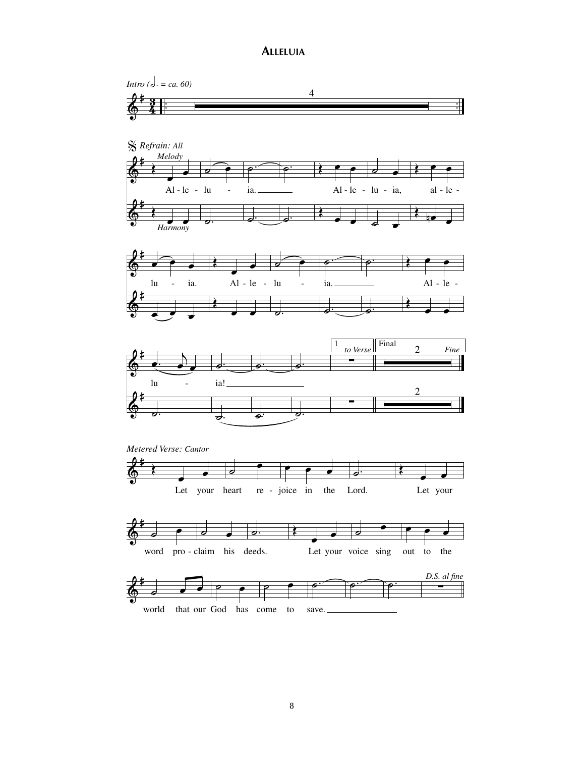# Alleluia

*Intro (♩. = ca. 60)*

*Refrain: All*

*Melody*

Al - le - lu - ia. Al - le - lu - ia, al - le - lu - ia. Al - le - lu - ia. Al - le - lu - ia!

*Harmony*

1 *to Verse* | Final *Fine*

*Metered Verse: Cantor*

Let your heart re - joice in the Lord. Let your word pro - claim his deeds. Let your voice sing out to the world that our God has come to save.

*D.S. al fine*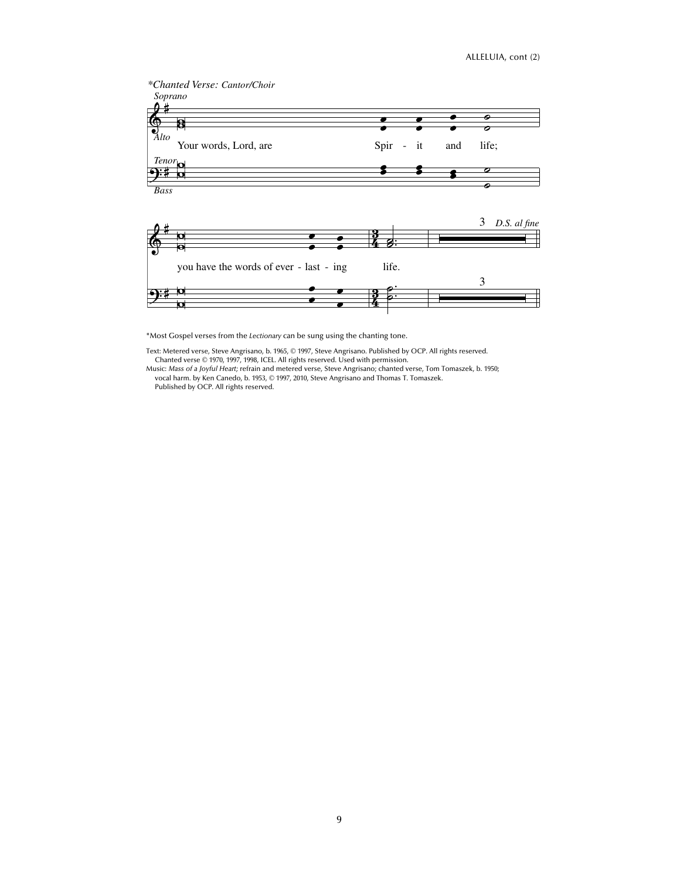*Chanted Verse: Cantor/Choir*

*Soprano*

*Alto*

Your words, Lord, are Spir - it and life;

*Tenor*

*Bass*

you have the words of ever - last - ing life.

3 *D.S. al fine*

*Most Gospel verses from the *Lectionary* can be sung using the chanting tone.

Text: Metered verse, Steve Angrisano, b. 1965, © 1997, Steve Angrisano. Published by OCP. All rights reserved.
Chanted verse © 1970, 1997, 1998, ICEL. All rights reserved. Used with permission.

Music: *Mass of a Joyful Heart*; refrain and metered verse, Steve Angrisano; chanted verse, Tom Tomaszek, b. 1950;
vocal harm. by Ken Canedo, b. 1953, © 1997, 2010, Steve Angrisano and Thomas T. Tomaszek.
Published by OCP. All rights reserved.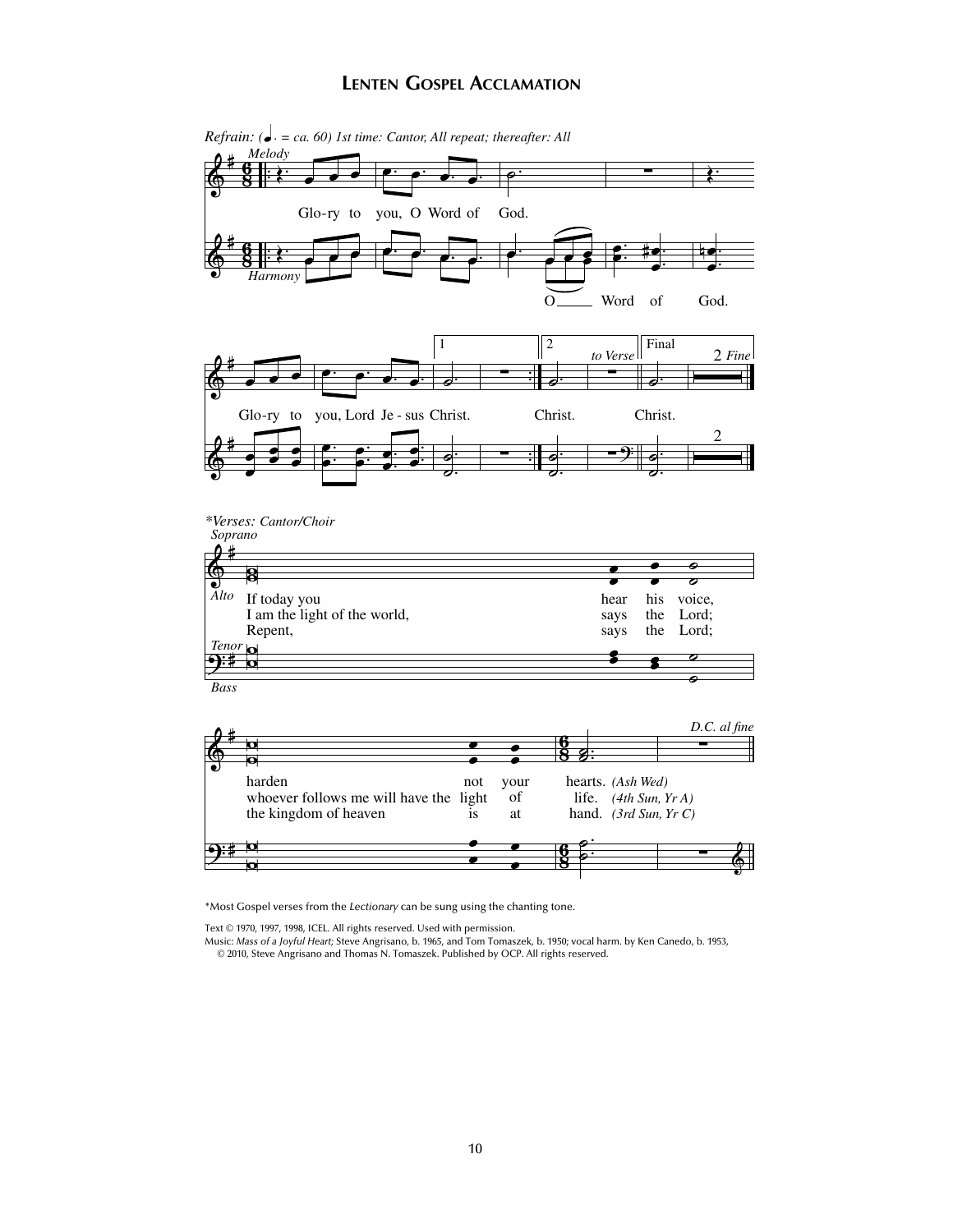# Lenten Gospel Acclamation

*Refrain: (♩. = ca. 60) 1st time: Cantor, All repeat; thereafter: All*

Glo-ry to you, O Word of God.

O Word of God.

Glo-ry to you, Lord Je - sus Christ. Christ. Christ.

*\*Verses: Cantor/Choir*

If today you hear his voice,
harden not your hearts. *(Ash Wed)*

I am the light of the world, says the Lord;
whoever follows me will have the light of life. *(4th Sun, Yr A)*

Repent, says the Lord;
the kingdom of heaven is at hand. *(3rd Sun, Yr C)*

*D.C. al fine*

*Most Gospel verses from the *Lectionary* can be sung using the chanting tone.

Text © 1970, 1997, 1998, ICEL. All rights reserved. Used with permission.
Music: *Mass of a Joyful Heart;* Steve Angrisano, b. 1965, and Tom Tomaszek, b. 1950; vocal harm. by Ken Canedo, b. 1953, © 2010, Steve Angrisano and Thomas N. Tomaszek. Published by OCP. All rights reserved.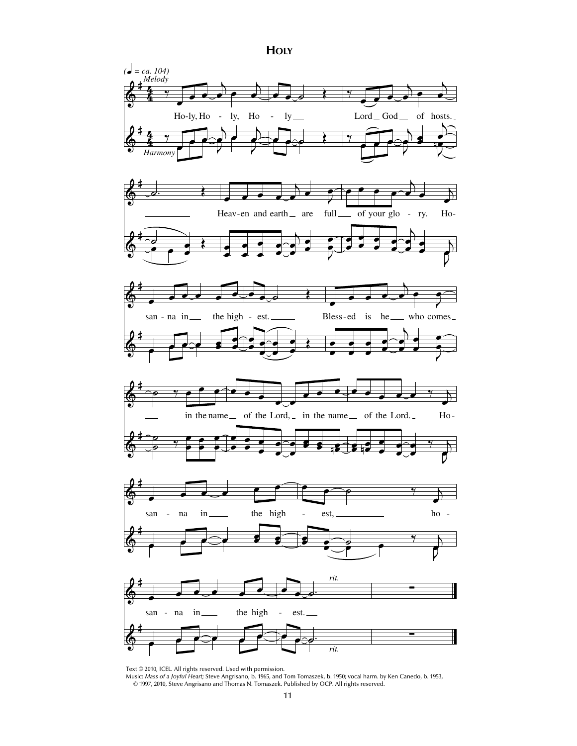# Holy

(♩ = ca. 104)

*Melody*

*Harmony*

Ho-ly, Ho - ly, Ho - ly Lord God of hosts. Heav-en and earth are full of your glo - ry. Ho-san - na in the high - est. Bless-ed is he who comes in the name of the Lord, in the name of the Lord. Ho-san - na in the high - est, ho-san - na in the high - est.

*rit.*

Text © 2010, ICEL. All rights reserved. Used with permission.
Music: *Mass of a Joyful Heart;* Steve Angrisano, b. 1965, and Tom Tomaszek, b. 1950; vocal harm. by Ken Canedo, b. 1953, © 1997, 2010, Steve Angrisano and Thomas N. Tomaszek. Published by OCP. All rights reserved.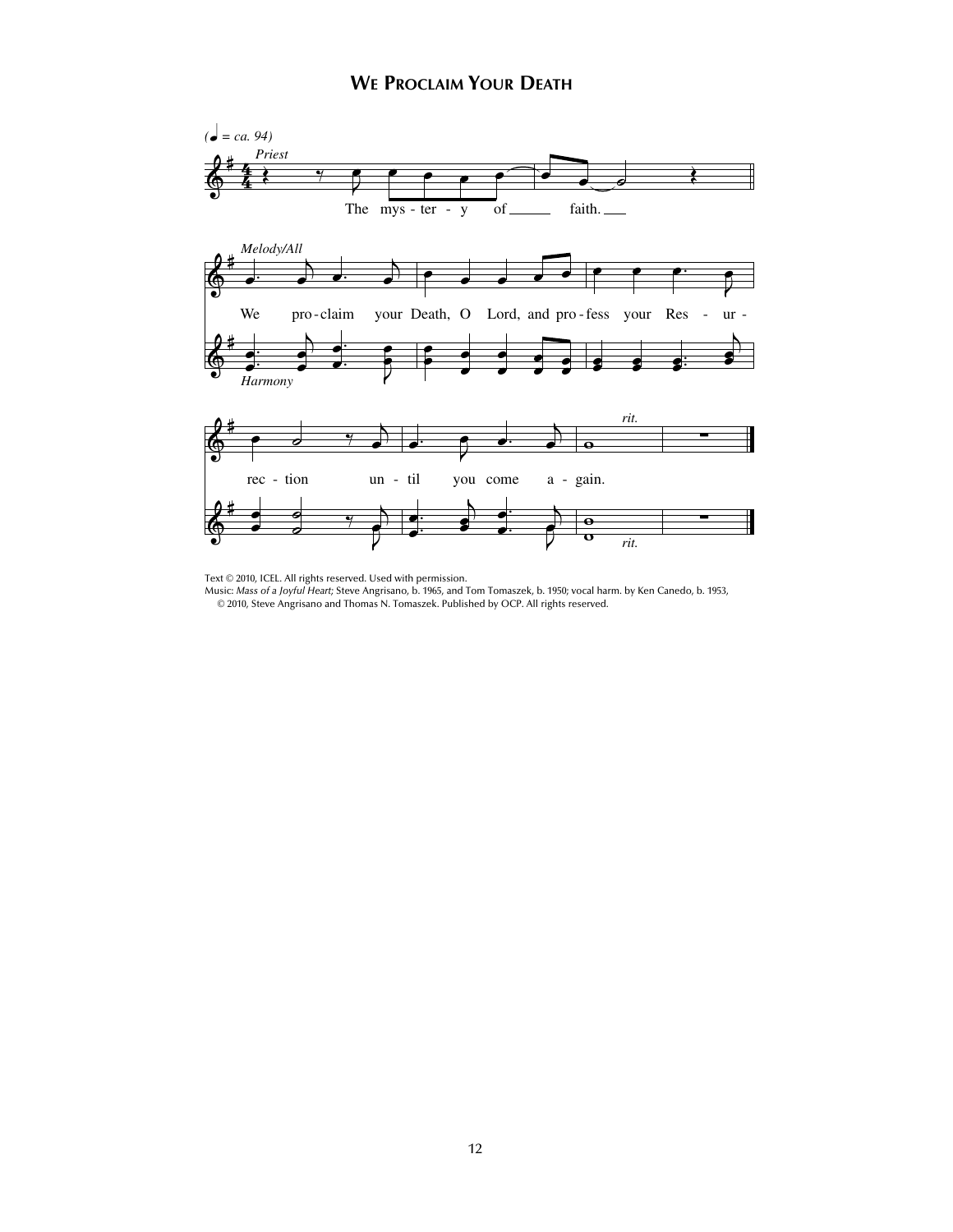# We Proclaim Your Death

(♩ = ca. 94)

*Priest*

The mys - ter - y of ___ faith. ___

*Melody/All*

We pro - claim your Death, O Lord, and pro - fess your Res - ur - rec - tion un - til you come a - gain.

*Harmony*

*rit.*

Text © 2010, ICEL. All rights reserved. Used with permission.
Music: *Mass of a Joyful Heart;* Steve Angrisano, b. 1965, and Tom Tomaszek, b. 1950; vocal harm. by Ken Canedo, b. 1953, © 2010, Steve Angrisano and Thomas N. Tomaszek. Published by OCP. All rights reserved.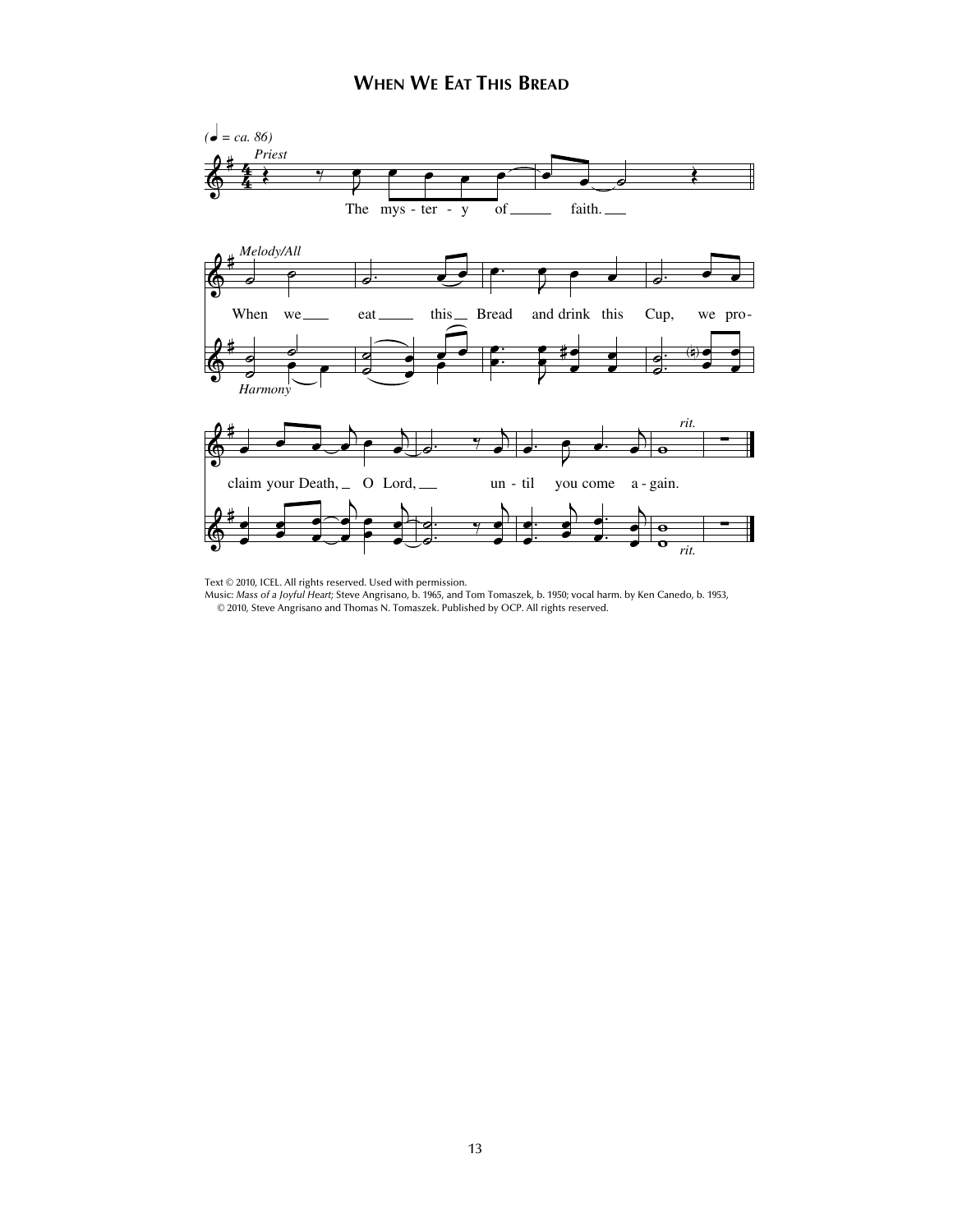## When We Eat This Bread

(♩ = ca. 86)

*Priest*

The mys - ter - y of faith.

*Melody/All*

When we eat this Bread and drink this Cup, we pro- claim your Death, O Lord, until you come a - gain.

*Harmony*

*rit.*

Text © 2010, ICEL. All rights reserved. Used with permission.
Music: *Mass of a Joyful Heart*; Steve Angrisano, b. 1965, and Tom Tomaszek, b. 1950; vocal harm. by Ken Canedo, b. 1953, © 2010, Steve Angrisano and Thomas N. Tomaszek. Published by OCP. All rights reserved.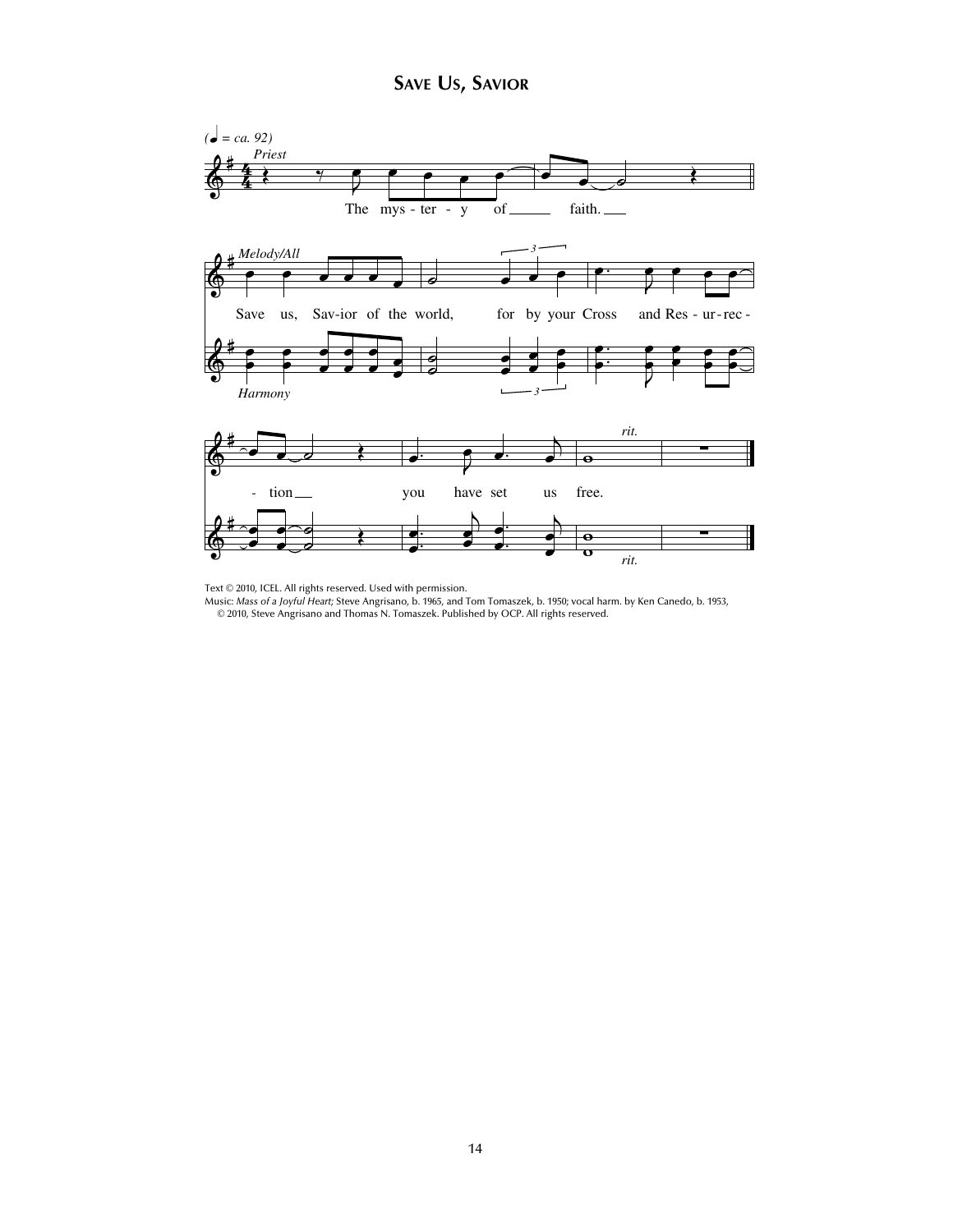# Save Us, Savior

(♩ = ca. 92)

*Priest*

The mys - ter - y of faith.

*Melody/All*

Save us, Sav-ior of the world, for by your Cross and Res - ur-rec - tion you have set us free.

*Harmony*

Text © 2010, ICEL. All rights reserved. Used with permission.
Music: *Mass of a Joyful Heart;* Steve Angrisano, b. 1965, and Tom Tomaszek, b. 1950; vocal harm. by Ken Canedo, b. 1953, © 2010, Steve Angrisano and Thomas N. Tomaszek. Published by OCP. All rights reserved.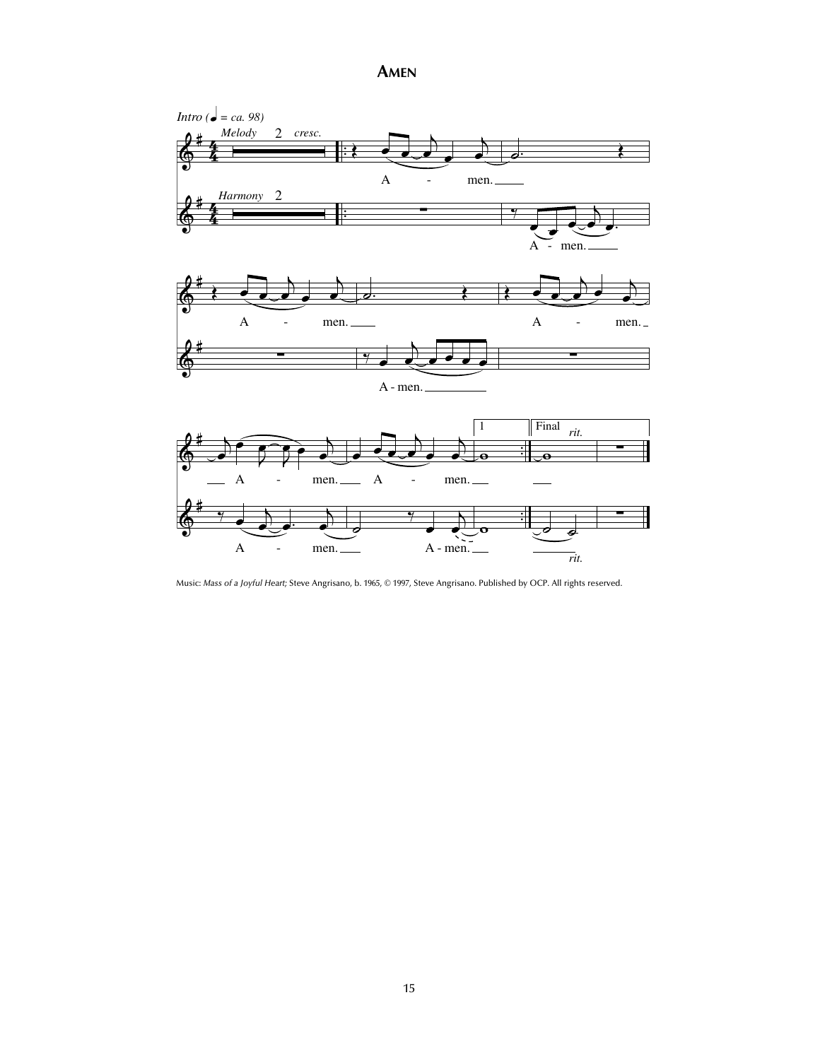# Amen

Music: *Mass of a Joyful Heart;* Steve Angrisano, b. 1965, © 1997, Steve Angrisano. Published by OCP. All rights reserved.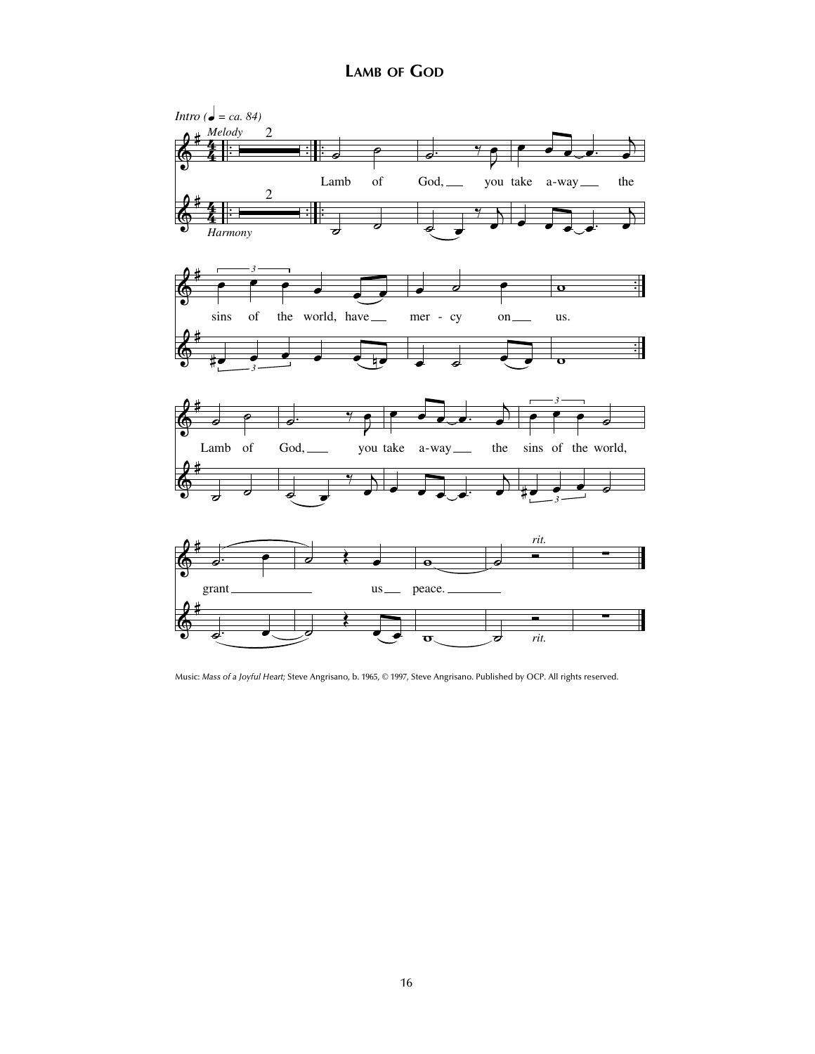# Lamb of God

*Intro* (♩ = ca. 84)

*Melody*

*Harmony*

Lamb of God, you take a-way the sins of the world, have mercy on us.

Lamb of God, you take a-way the sins of the world, grant us peace.

*rit.*

Music: *Mass of a Joyful Heart;* Steve Angrisano, b. 1965, © 1997, Steve Angrisano. Published by OCP. All rights reserved.